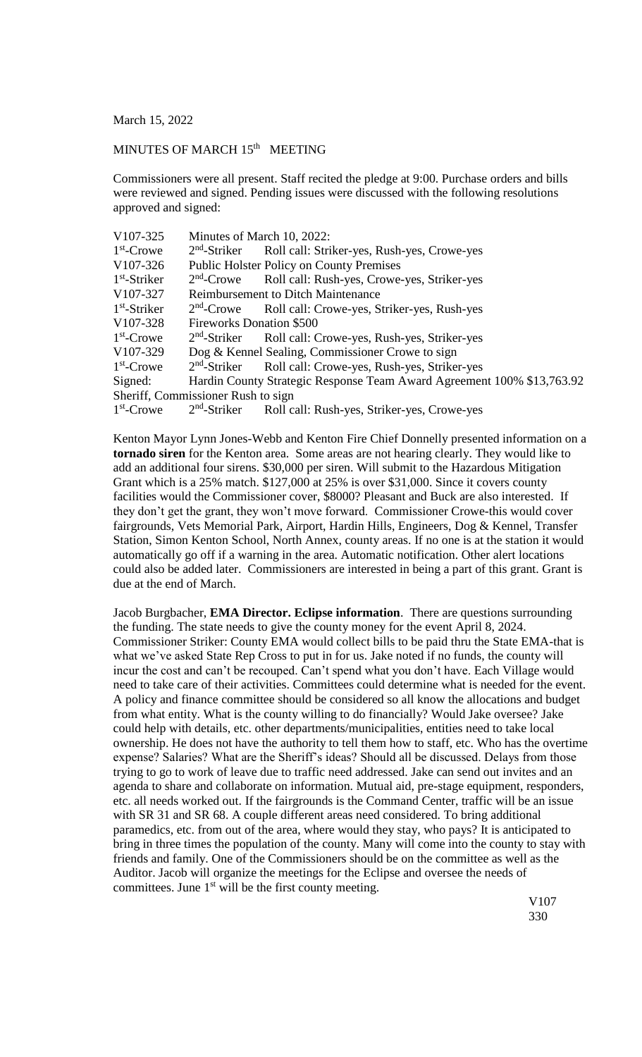March 15, 2022

MINUTES OF MARCH 15th MEETING

Commissioners were all present. Staff recited the pledge at 9:00. Purchase orders and bills were reviewed and signed. Pending issues were discussed with the following resolutions approved and signed:

| | | |
|---|---|---|
| V107-325 | Minutes of March 10, 2022: | |
| 1st-Crowe | 2nd-Striker | Roll call: Striker-yes, Rush-yes, Crowe-yes |
| V107-326 | Public Holster Policy on County Premises | |
| 1st-Striker | 2nd-Crowe | Roll call: Rush-yes, Crowe-yes, Striker-yes |
| V107-327 | Reimbursement to Ditch Maintenance | |
| 1st-Striker | 2nd-Crowe | Roll call: Crowe-yes, Striker-yes, Rush-yes |
| V107-328 | Fireworks Donation $500 | |
| 1st-Crowe | 2nd-Striker | Roll call: Crowe-yes, Rush-yes, Striker-yes |
| V107-329 | Dog & Kennel Sealing, Commissioner Crowe to sign | |
| 1st-Crowe | 2nd-Striker | Roll call: Crowe-yes, Rush-yes, Striker-yes |
| Signed: | Hardin County Strategic Response Team Award Agreement 100% $13,763.92 | |
| Sheriff, Commissioner Rush to sign | | |
| 1st-Crowe | 2nd-Striker | Roll call: Rush-yes, Striker-yes, Crowe-yes |

Kenton Mayor Lynn Jones-Webb and Kenton Fire Chief Donnelly presented information on a **tornado siren** for the Kenton area. Some areas are not hearing clearly. They would like to add an additional four sirens. $30,000 per siren. Will submit to the Hazardous Mitigation Grant which is a 25% match. $127,000 at 25% is over $31,000. Since it covers county facilities would the Commissioner cover, $8000? Pleasant and Buck are also interested. If they don't get the grant, they won't move forward. Commissioner Crowe-this would cover fairgrounds, Vets Memorial Park, Airport, Hardin Hills, Engineers, Dog & Kennel, Transfer Station, Simon Kenton School, North Annex, county areas. If no one is at the station it would automatically go off if a warning in the area. Automatic notification. Other alert locations could also be added later. Commissioners are interested in being a part of this grant. Grant is due at the end of March.

Jacob Burgbacher, **EMA Director. Eclipse information**. There are questions surrounding the funding. The state needs to give the county money for the event April 8, 2024. Commissioner Striker: County EMA would collect bills to be paid thru the State EMA-that is what we've asked State Rep Cross to put in for us. Jake noted if no funds, the county will incur the cost and can't be recouped. Can't spend what you don't have. Each Village would need to take care of their activities. Committees could determine what is needed for the event. A policy and finance committee should be considered so all know the allocations and budget from what entity. What is the county willing to do financially? Would Jake oversee? Jake could help with details, etc. other departments/municipalities, entities need to take local ownership. He does not have the authority to tell them how to staff, etc. Who has the overtime expense? Salaries? What are the Sheriff's ideas? Should all be discussed. Delays from those trying to go to work of leave due to traffic need addressed. Jake can send out invites and an agenda to share and collaborate on information. Mutual aid, pre-stage equipment, responders, etc. all needs worked out. If the fairgrounds is the Command Center, traffic will be an issue with SR 31 and SR 68. A couple different areas need considered. To bring additional paramedics, etc. from out of the area, where would they stay, who pays? It is anticipated to bring in three times the population of the county. Many will come into the county to stay with friends and family. One of the Commissioners should be on the committee as well as the Auditor. Jacob will organize the meetings for the Eclipse and oversee the needs of committees. June 1st will be the first county meeting.

V107
330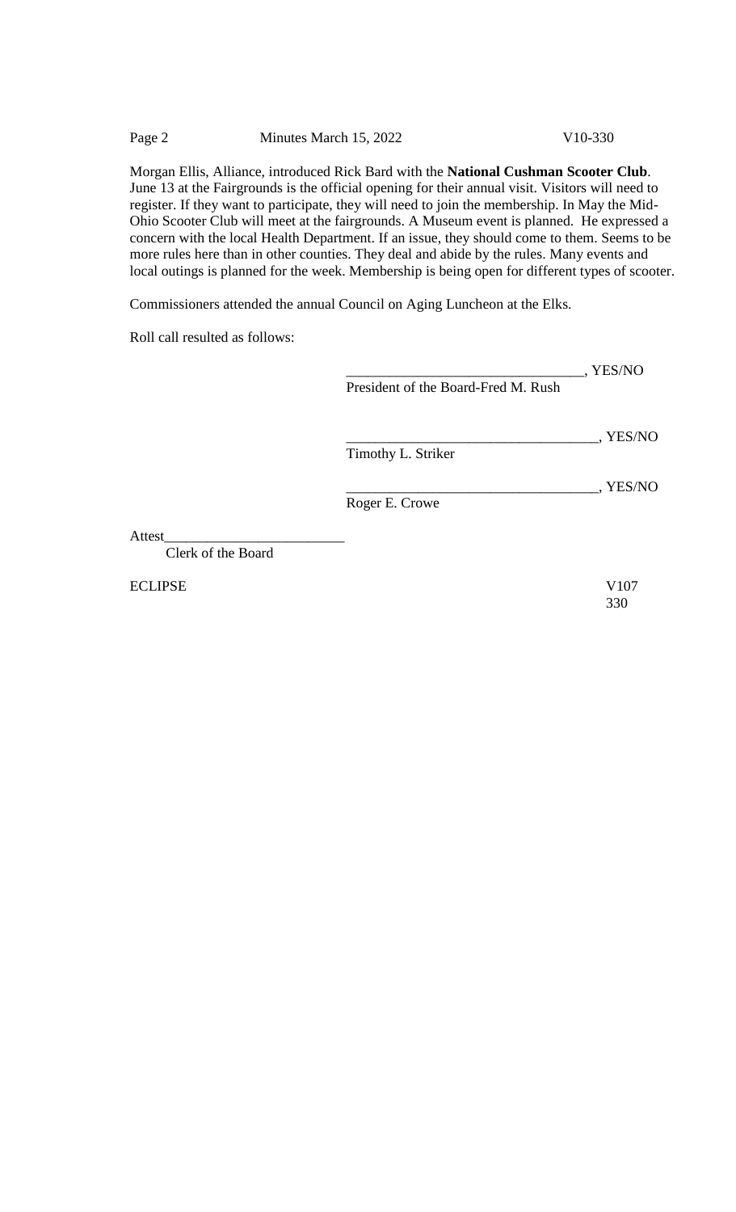Morgan Ellis, Alliance, introduced Rick Bard with the **National Cushman Scooter Club**. June 13 at the Fairgrounds is the official opening for their annual visit. Visitors will need to register. If they want to participate, they will need to join the membership. In May the Mid-Ohio Scooter Club will meet at the fairgrounds. A Museum event is planned. He expressed a concern with the local Health Department. If an issue, they should come to them. Seems to be more rules here than in other counties. They deal and abide by the rules. Many events and local outings is planned for the week. Membership is being open for different types of scooter.

Commissioners attended the annual Council on Aging Luncheon at the Elks.

Roll call resulted as follows:

_________________________________, YES/NO
President of the Board-Fred M. Rush

___________________________________, YES/NO
Timothy L. Striker

___________________________________, YES/NO
Roger E. Crowe

Attest_________________________
Clerk of the Board

ECLIPSE

V107
330